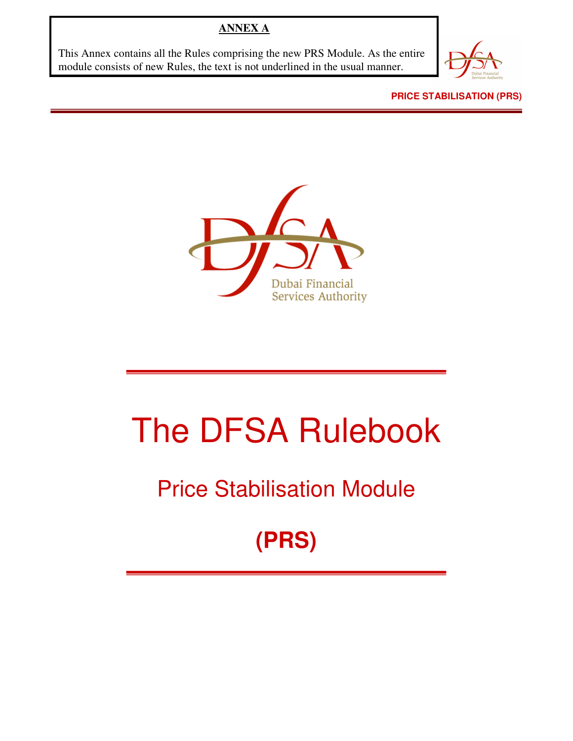**ANNEX A**

This Annex contains all the Rules comprising the new PRS Module. As the entire module consists of new Rules, the text is not underlined in the usual manner.

# The DFSA Rulebook

## Price Stabilisation Module

## (PRS)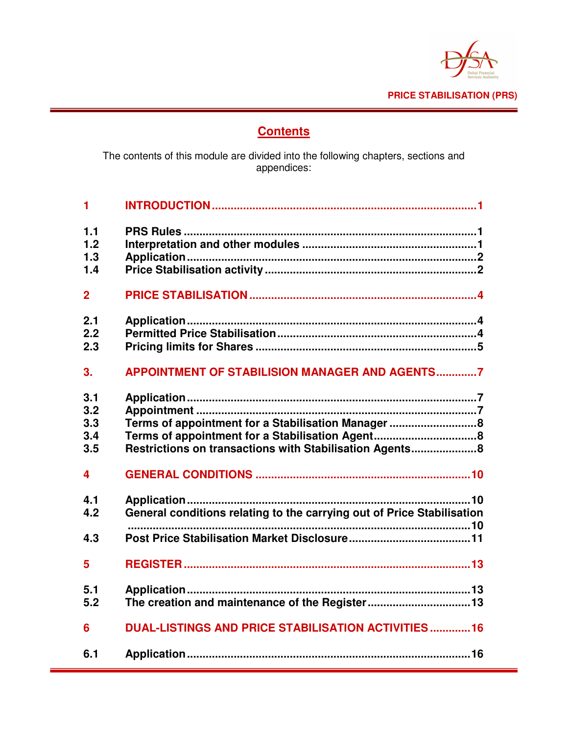## Contents

The contents of this module are divided into the following chapters, sections and appendices:

| | | |
|---|---|---|
| **1** | **INTRODUCTION** | **1** |
| 1.1 | PRS Rules | 1 |
| 1.2 | Interpretation and other modules | 1 |
| 1.3 | Application | 2 |
| 1.4 | Price Stabilisation activity | 2 |
| **2** | **PRICE STABILISATION** | **4** |
| 2.1 | Application | 4 |
| 2.2 | Permitted Price Stabilisation | 4 |
| 2.3 | Pricing limits for Shares | 5 |
| **3.** | **APPOINTMENT OF STABILISION MANAGER AND AGENTS** | **7** |
| 3.1 | Application | 7 |
| 3.2 | Appointment | 7 |
| 3.3 | Terms of appointment for a Stabilisation Manager | 8 |
| 3.4 | Terms of appointment for a Stabilisation Agent | 8 |
| 3.5 | Restrictions on transactions with Stabilisation Agents | 8 |
| **4** | **GENERAL CONDITIONS** | **10** |
| 4.1 | Application | 10 |
| 4.2 | General conditions relating to the carrying out of Price Stabilisation | 10 |
| 4.3 | Post Price Stabilisation Market Disclosure | 11 |
| **5** | **REGISTER** | **13** |
| 5.1 | Application | 13 |
| 5.2 | The creation and maintenance of the Register | 13 |
| **6** | **DUAL-LISTINGS AND PRICE STABILISATION ACTIVITIES** | **16** |
| 6.1 | Application | 16 |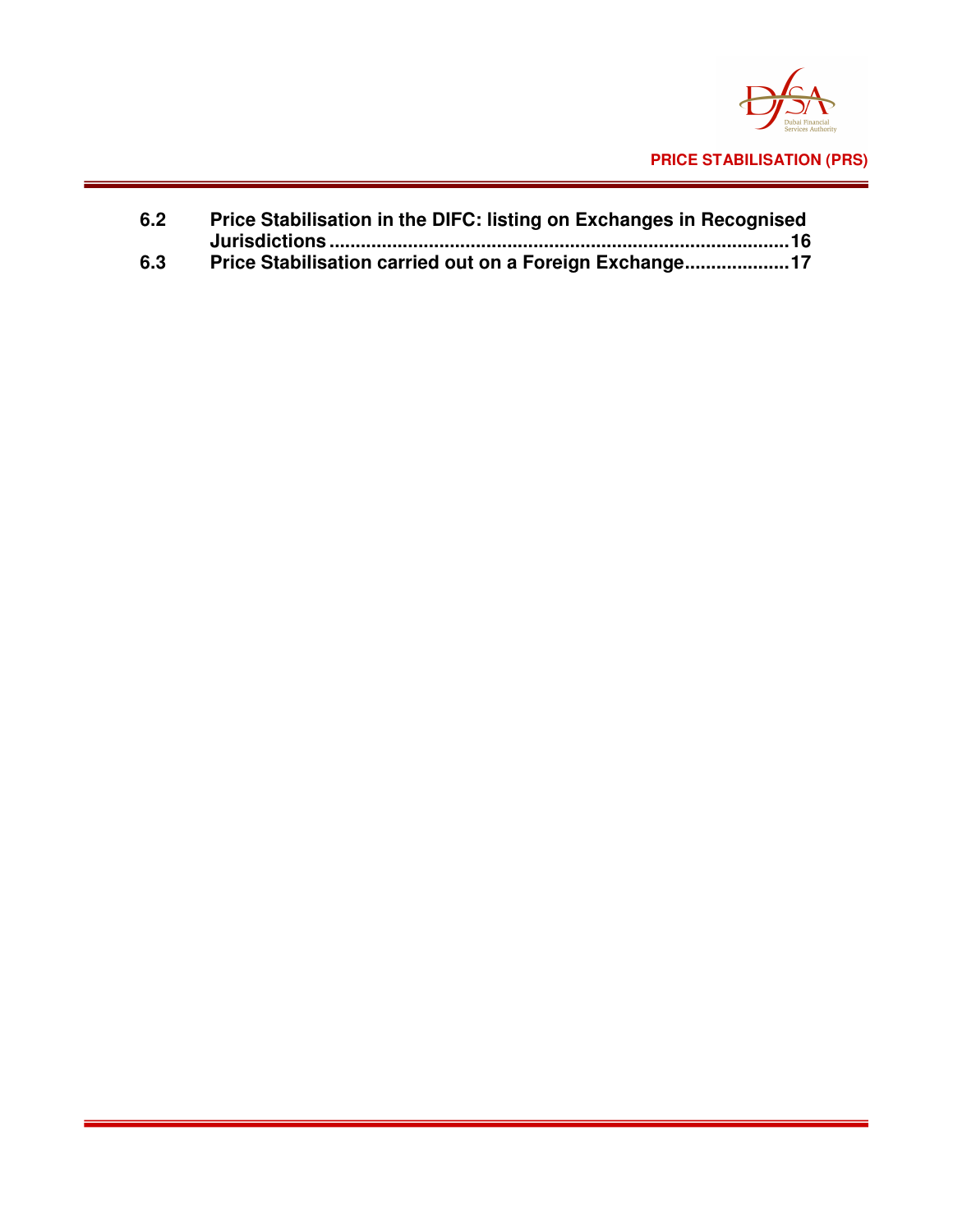| | | |
|---|---|---|
| **6.2** | **Price Stabilisation in the DIFC: listing on Exchanges in Recognised Jurisdictions** | **16** |
| **6.3** | **Price Stabilisation carried out on a Foreign Exchange** | **17** |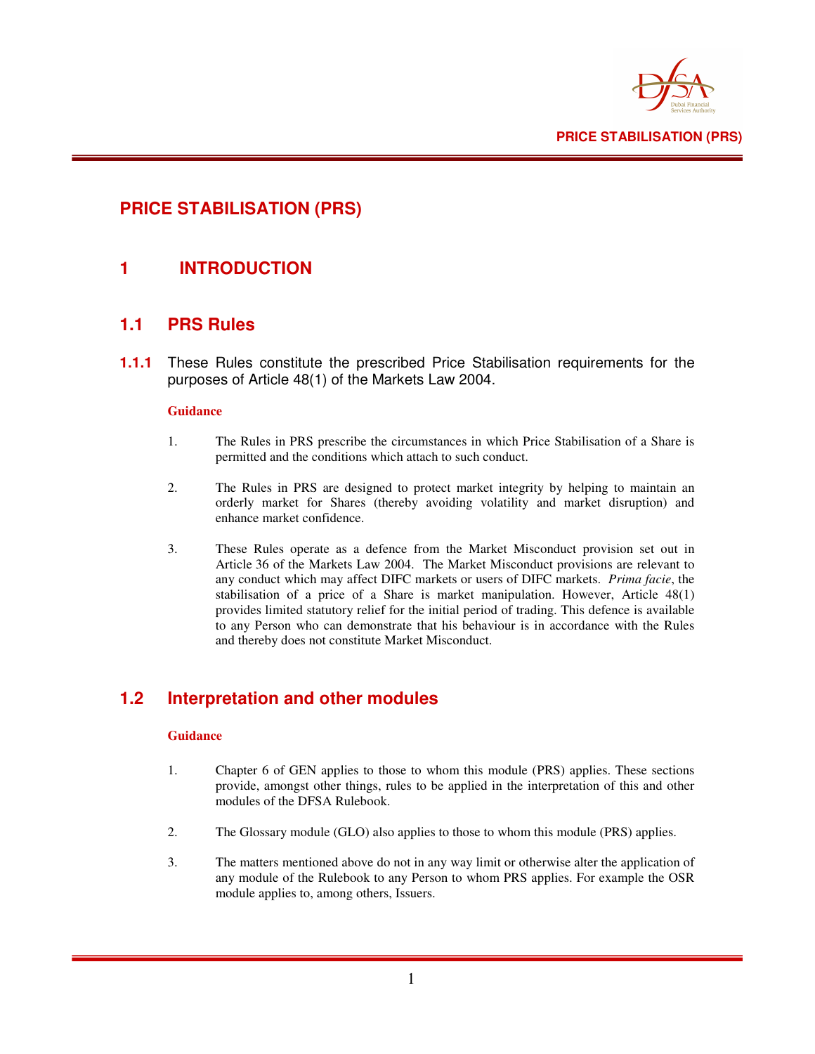# PRICE STABILISATION (PRS)

## 1 INTRODUCTION

### 1.1 PRS Rules

**1.1.1** These Rules constitute the prescribed Price Stabilisation requirements for the purposes of Article 48(1) of the Markets Law 2004.

**Guidance**

1. The Rules in PRS prescribe the circumstances in which Price Stabilisation of a Share is permitted and the conditions which attach to such conduct.

2. The Rules in PRS are designed to protect market integrity by helping to maintain an orderly market for Shares (thereby avoiding volatility and market disruption) and enhance market confidence.

3. These Rules operate as a defence from the Market Misconduct provision set out in Article 36 of the Markets Law 2004. The Market Misconduct provisions are relevant to any conduct which may affect DIFC markets or users of DIFC markets. *Prima facie*, the stabilisation of a price of a Share is market manipulation. However, Article 48(1) provides limited statutory relief for the initial period of trading. This defence is available to any Person who can demonstrate that his behaviour is in accordance with the Rules and thereby does not constitute Market Misconduct.

### 1.2 Interpretation and other modules

**Guidance**

1. Chapter 6 of GEN applies to those to whom this module (PRS) applies. These sections provide, amongst other things, rules to be applied in the interpretation of this and other modules of the DFSA Rulebook.

2. The Glossary module (GLO) also applies to those to whom this module (PRS) applies.

3. The matters mentioned above do not in any way limit or otherwise alter the application of any module of the Rulebook to any Person to whom PRS applies. For example the OSR module applies to, among others, Issuers.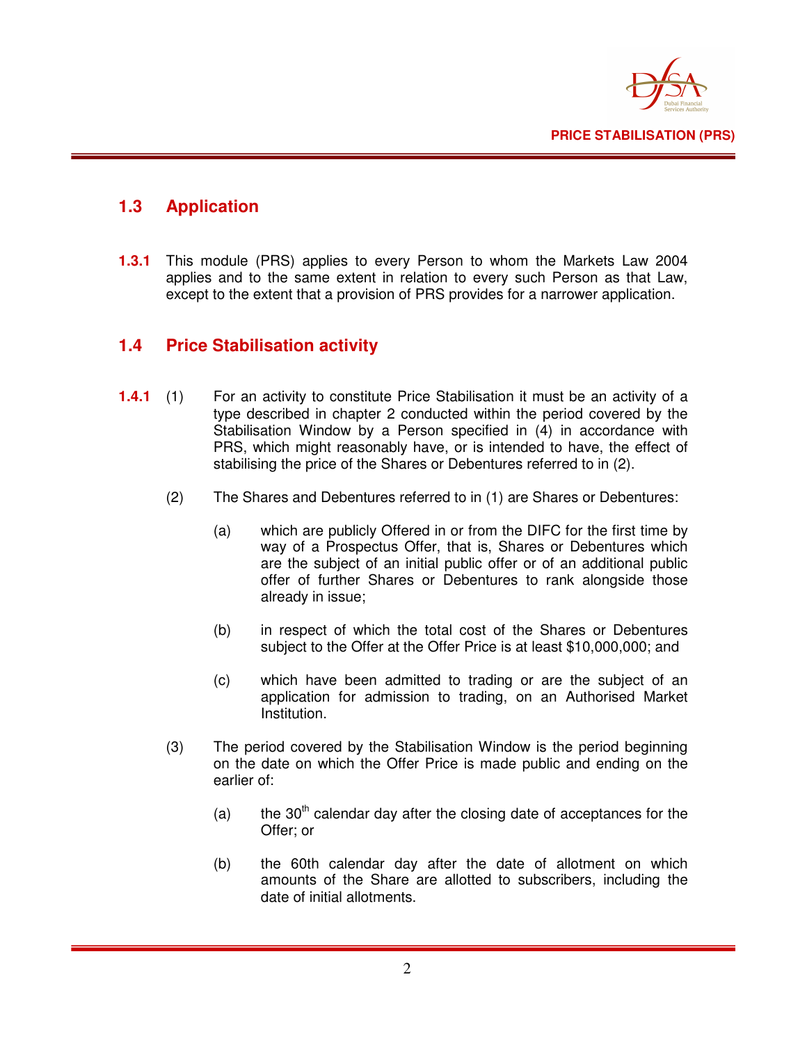## 1.3 Application

**1.3.1** This module (PRS) applies to every Person to whom the Markets Law 2004 applies and to the same extent in relation to every such Person as that Law, except to the extent that a provision of PRS provides for a narrower application.

## 1.4 Price Stabilisation activity

**1.4.1** (1) For an activity to constitute Price Stabilisation it must be an activity of a type described in chapter 2 conducted within the period covered by the Stabilisation Window by a Person specified in (4) in accordance with PRS, which might reasonably have, or is intended to have, the effect of stabilising the price of the Shares or Debentures referred to in (2).

(2) The Shares and Debentures referred to in (1) are Shares or Debentures:

(a) which are publicly Offered in or from the DIFC for the first time by way of a Prospectus Offer, that is, Shares or Debentures which are the subject of an initial public offer or of an additional public offer of further Shares or Debentures to rank alongside those already in issue;

(b) in respect of which the total cost of the Shares or Debentures subject to the Offer at the Offer Price is at least $10,000,000; and

(c) which have been admitted to trading or are the subject of an application for admission to trading, on an Authorised Market Institution.

(3) The period covered by the Stabilisation Window is the period beginning on the date on which the Offer Price is made public and ending on the earlier of:

(a) the 30th calendar day after the closing date of acceptances for the Offer; or

(b) the 60th calendar day after the date of allotment on which amounts of the Share are allotted to subscribers, including the date of initial allotments.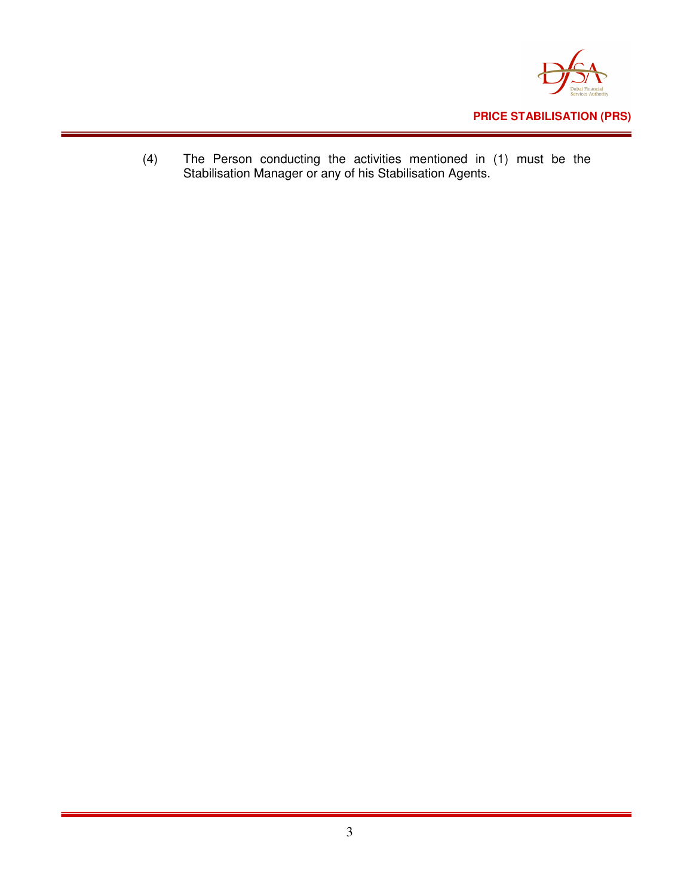(4) The Person conducting the activities mentioned in (1) must be the Stabilisation Manager or any of his Stabilisation Agents.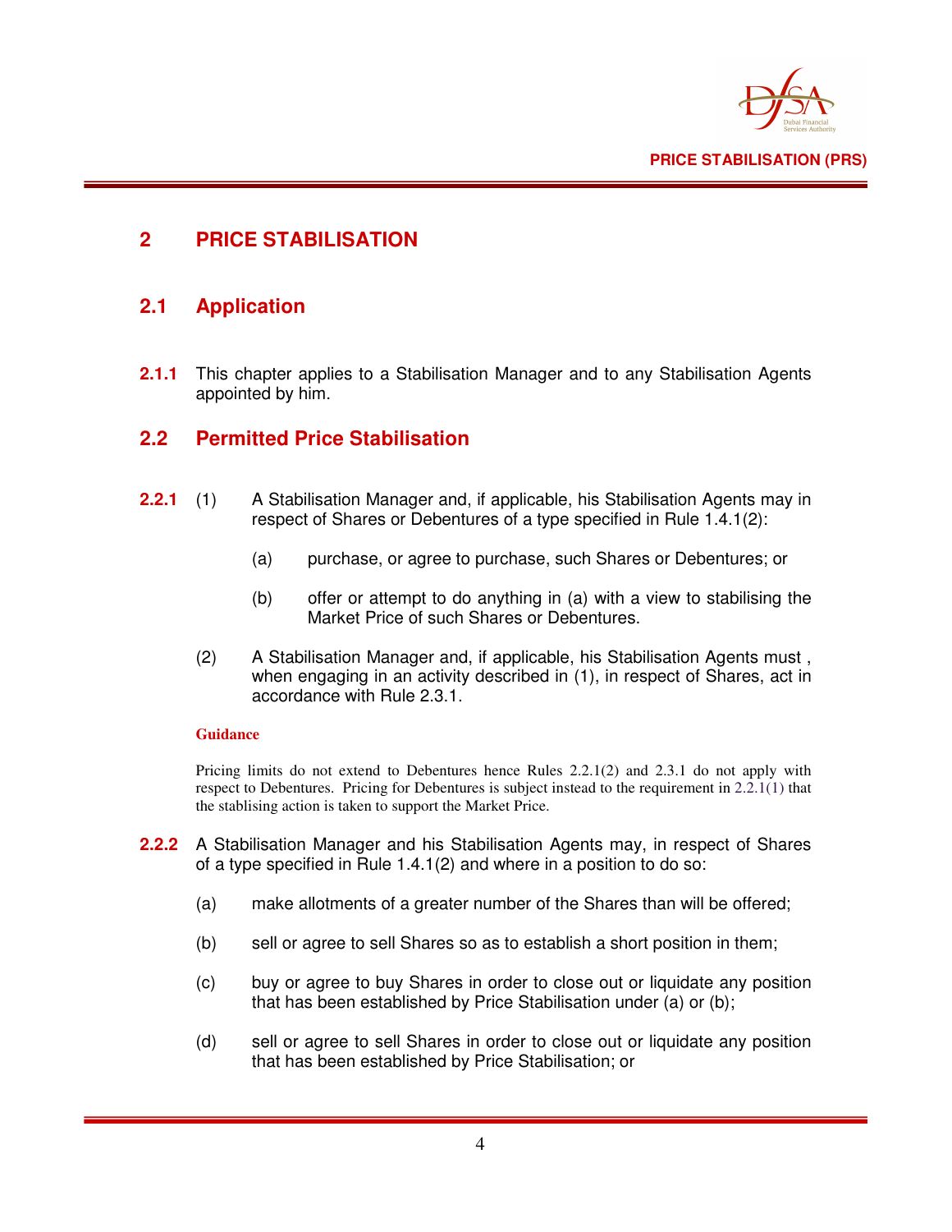# 2 PRICE STABILISATION

## 2.1 Application

**2.1.1** This chapter applies to a Stabilisation Manager and to any Stabilisation Agents appointed by him.

## 2.2 Permitted Price Stabilisation

**2.2.1** (1) A Stabilisation Manager and, if applicable, his Stabilisation Agents may in respect of Shares or Debentures of a type specified in Rule 1.4.1(2):

(a) purchase, or agree to purchase, such Shares or Debentures; or

(b) offer or attempt to do anything in (a) with a view to stabilising the Market Price of such Shares or Debentures.

(2) A Stabilisation Manager and, if applicable, his Stabilisation Agents must , when engaging in an activity described in (1), in respect of Shares, act in accordance with Rule 2.3.1.

**Guidance**

Pricing limits do not extend to Debentures hence Rules 2.2.1(2) and 2.3.1 do not apply with respect to Debentures. Pricing for Debentures is subject instead to the requirement in 2.2.1(1) that the stablising action is taken to support the Market Price.

**2.2.2** A Stabilisation Manager and his Stabilisation Agents may, in respect of Shares of a type specified in Rule 1.4.1(2) and where in a position to do so:

(a) make allotments of a greater number of the Shares than will be offered;

(b) sell or agree to sell Shares so as to establish a short position in them;

(c) buy or agree to buy Shares in order to close out or liquidate any position that has been established by Price Stabilisation under (a) or (b);

(d) sell or agree to sell Shares in order to close out or liquidate any position that has been established by Price Stabilisation; or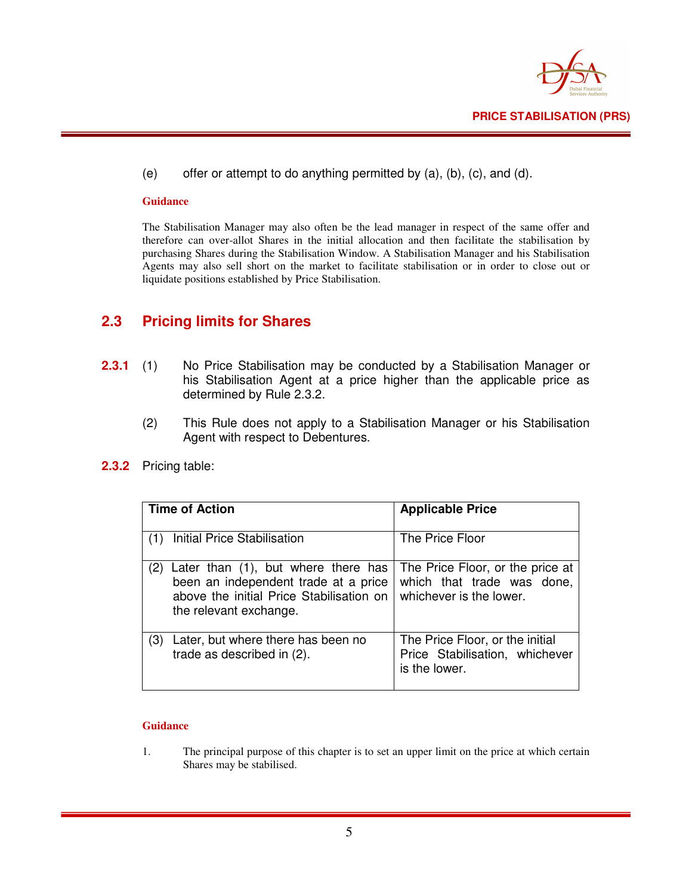(e) offer or attempt to do anything permitted by (a), (b), (c), and (d).

**Guidance**

The Stabilisation Manager may also often be the lead manager in respect of the same offer and therefore can over-allot Shares in the initial allocation and then facilitate the stabilisation by purchasing Shares during the Stabilisation Window. A Stabilisation Manager and his Stabilisation Agents may also sell short on the market to facilitate stabilisation or in order to close out or liquidate positions established by Price Stabilisation.

## 2.3 Pricing limits for Shares

**2.3.1** (1) No Price Stabilisation may be conducted by a Stabilisation Manager or his Stabilisation Agent at a price higher than the applicable price as determined by Rule 2.3.2.

(2) This Rule does not apply to a Stabilisation Manager or his Stabilisation Agent with respect to Debentures.

**2.3.2** Pricing table:

| Time of Action | Applicable Price |
|---|---|
| (1) Initial Price Stabilisation | The Price Floor |
| (2) Later than (1), but where there has been an independent trade at a price above the initial Price Stabilisation on the relevant exchange. | The Price Floor, or the price at which that trade was done, whichever is the lower. |
| (3) Later, but where there has been no trade as described in (2). | The Price Floor, or the initial Price Stabilisation, whichever is the lower. |

**Guidance**

1. The principal purpose of this chapter is to set an upper limit on the price at which certain Shares may be stabilised.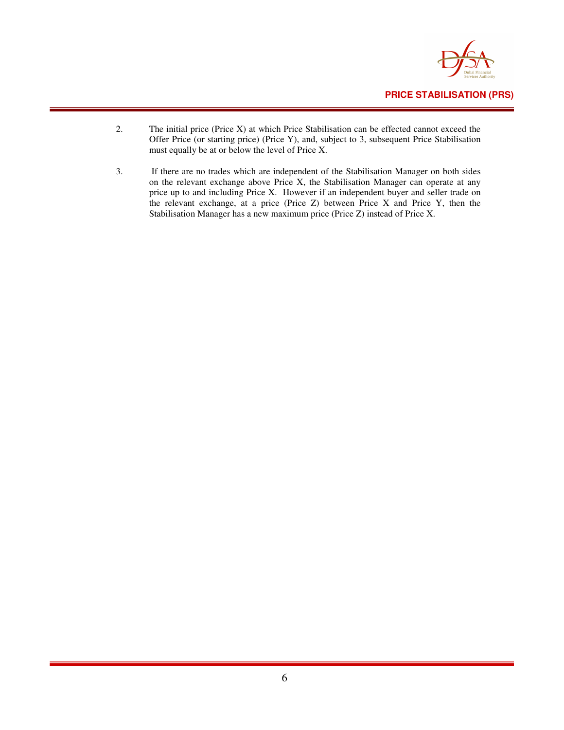2. The initial price (Price X) at which Price Stabilisation can be effected cannot exceed the Offer Price (or starting price) (Price Y), and, subject to 3, subsequent Price Stabilisation must equally be at or below the level of Price X.

3. If there are no trades which are independent of the Stabilisation Manager on both sides on the relevant exchange above Price X, the Stabilisation Manager can operate at any price up to and including Price X. However if an independent buyer and seller trade on the relevant exchange, at a price (Price Z) between Price X and Price Y, then the Stabilisation Manager has a new maximum price (Price Z) instead of Price X.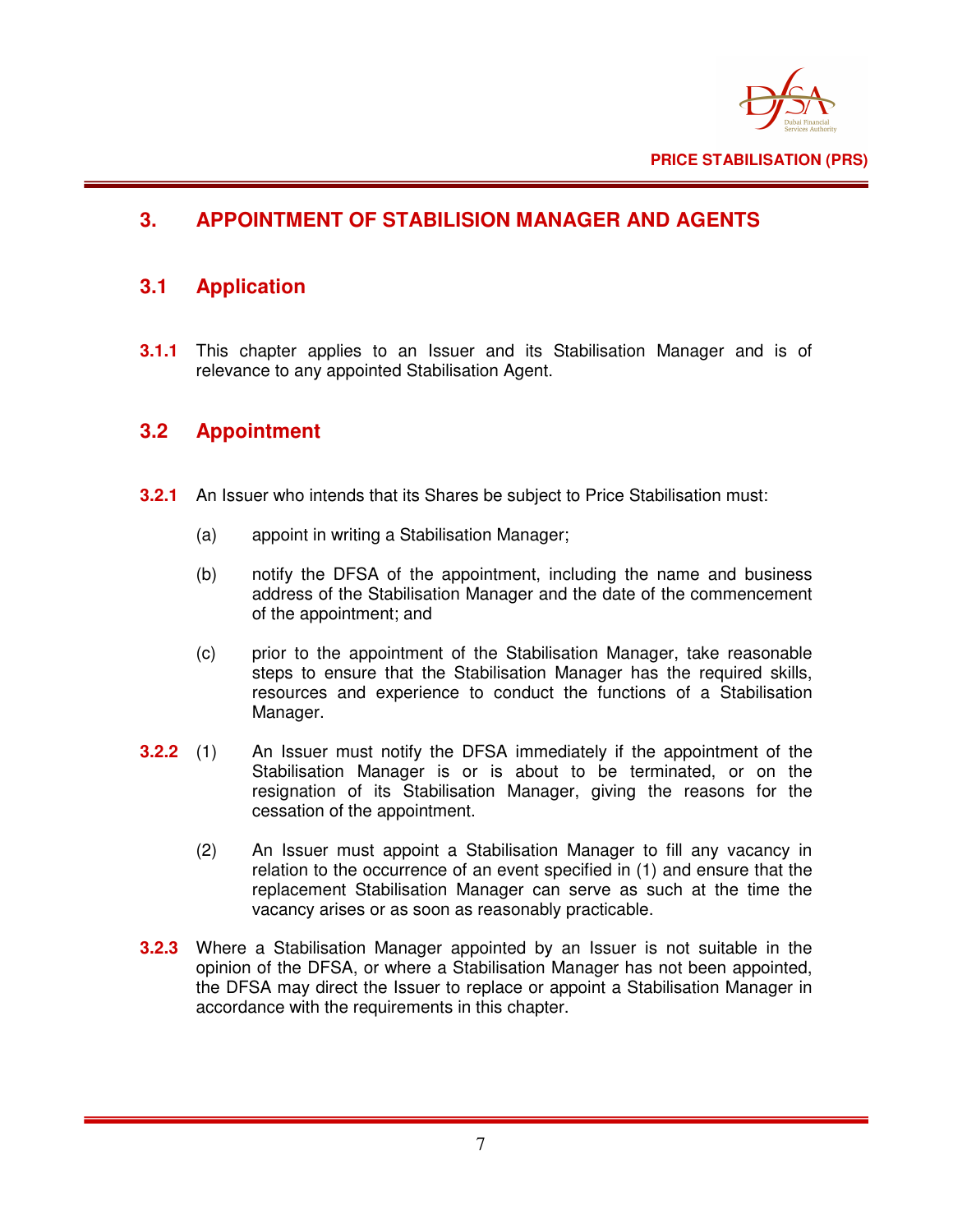# 3. APPOINTMENT OF STABILISION MANAGER AND AGENTS

## 3.1 Application

**3.1.1** This chapter applies to an Issuer and its Stabilisation Manager and is of relevance to any appointed Stabilisation Agent.

## 3.2 Appointment

**3.2.1** An Issuer who intends that its Shares be subject to Price Stabilisation must:

(a) appoint in writing a Stabilisation Manager;

(b) notify the DFSA of the appointment, including the name and business address of the Stabilisation Manager and the date of the commencement of the appointment; and

(c) prior to the appointment of the Stabilisation Manager, take reasonable steps to ensure that the Stabilisation Manager has the required skills, resources and experience to conduct the functions of a Stabilisation Manager.

**3.2.2** (1) An Issuer must notify the DFSA immediately if the appointment of the Stabilisation Manager is or is about to be terminated, or on the resignation of its Stabilisation Manager, giving the reasons for the cessation of the appointment.

(2) An Issuer must appoint a Stabilisation Manager to fill any vacancy in relation to the occurrence of an event specified in (1) and ensure that the replacement Stabilisation Manager can serve as such at the time the vacancy arises or as soon as reasonably practicable.

**3.2.3** Where a Stabilisation Manager appointed by an Issuer is not suitable in the opinion of the DFSA, or where a Stabilisation Manager has not been appointed, the DFSA may direct the Issuer to replace or appoint a Stabilisation Manager in accordance with the requirements in this chapter.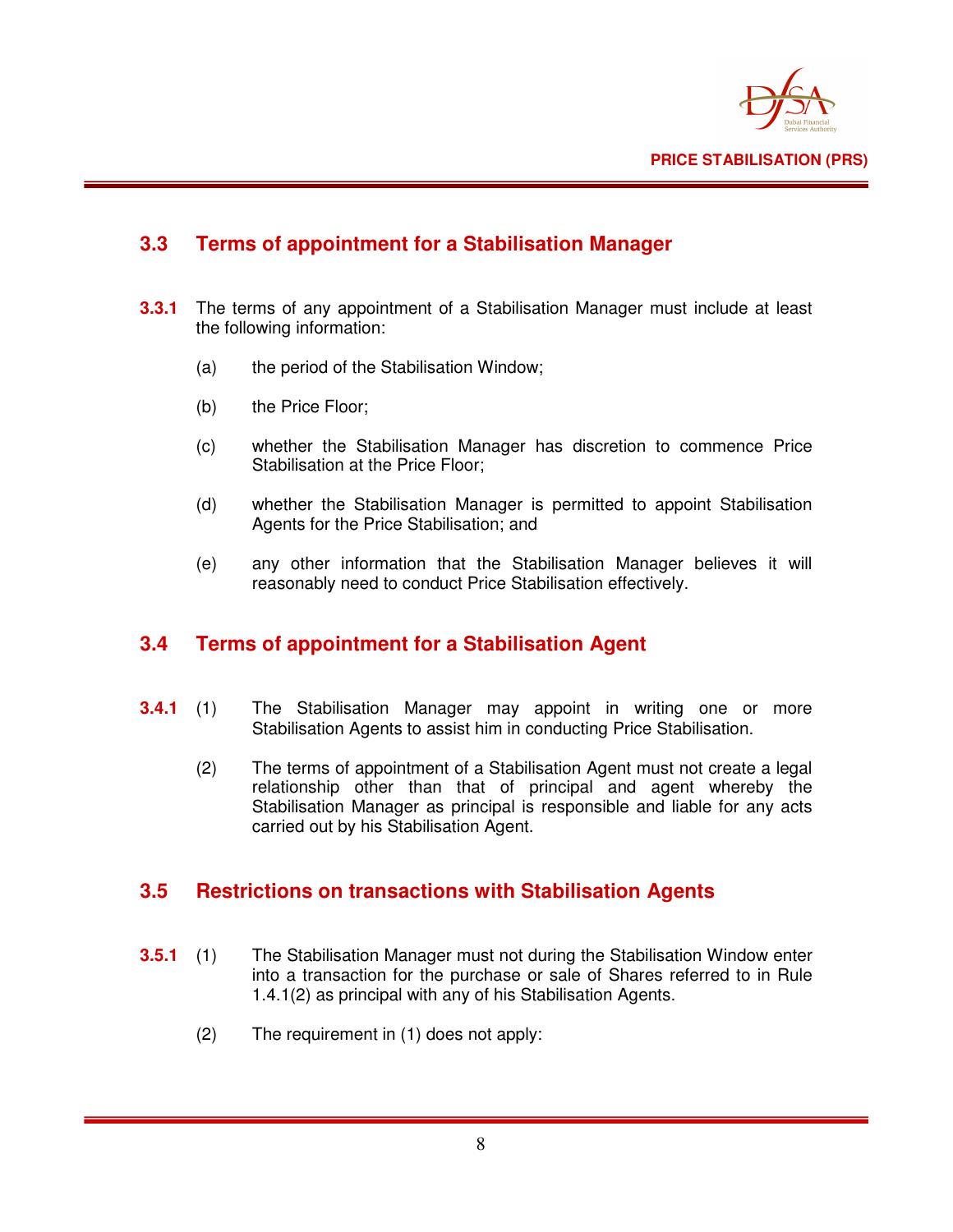## 3.3 Terms of appointment for a Stabilisation Manager

**3.3.1** The terms of any appointment of a Stabilisation Manager must include at least the following information:

(a) the period of the Stabilisation Window;

(b) the Price Floor;

(c) whether the Stabilisation Manager has discretion to commence Price Stabilisation at the Price Floor;

(d) whether the Stabilisation Manager is permitted to appoint Stabilisation Agents for the Price Stabilisation; and

(e) any other information that the Stabilisation Manager believes it will reasonably need to conduct Price Stabilisation effectively.

## 3.4 Terms of appointment for a Stabilisation Agent

**3.4.1** (1) The Stabilisation Manager may appoint in writing one or more Stabilisation Agents to assist him in conducting Price Stabilisation.

(2) The terms of appointment of a Stabilisation Agent must not create a legal relationship other than that of principal and agent whereby the Stabilisation Manager as principal is responsible and liable for any acts carried out by his Stabilisation Agent.

## 3.5 Restrictions on transactions with Stabilisation Agents

**3.5.1** (1) The Stabilisation Manager must not during the Stabilisation Window enter into a transaction for the purchase or sale of Shares referred to in Rule 1.4.1(2) as principal with any of his Stabilisation Agents.

(2) The requirement in (1) does not apply: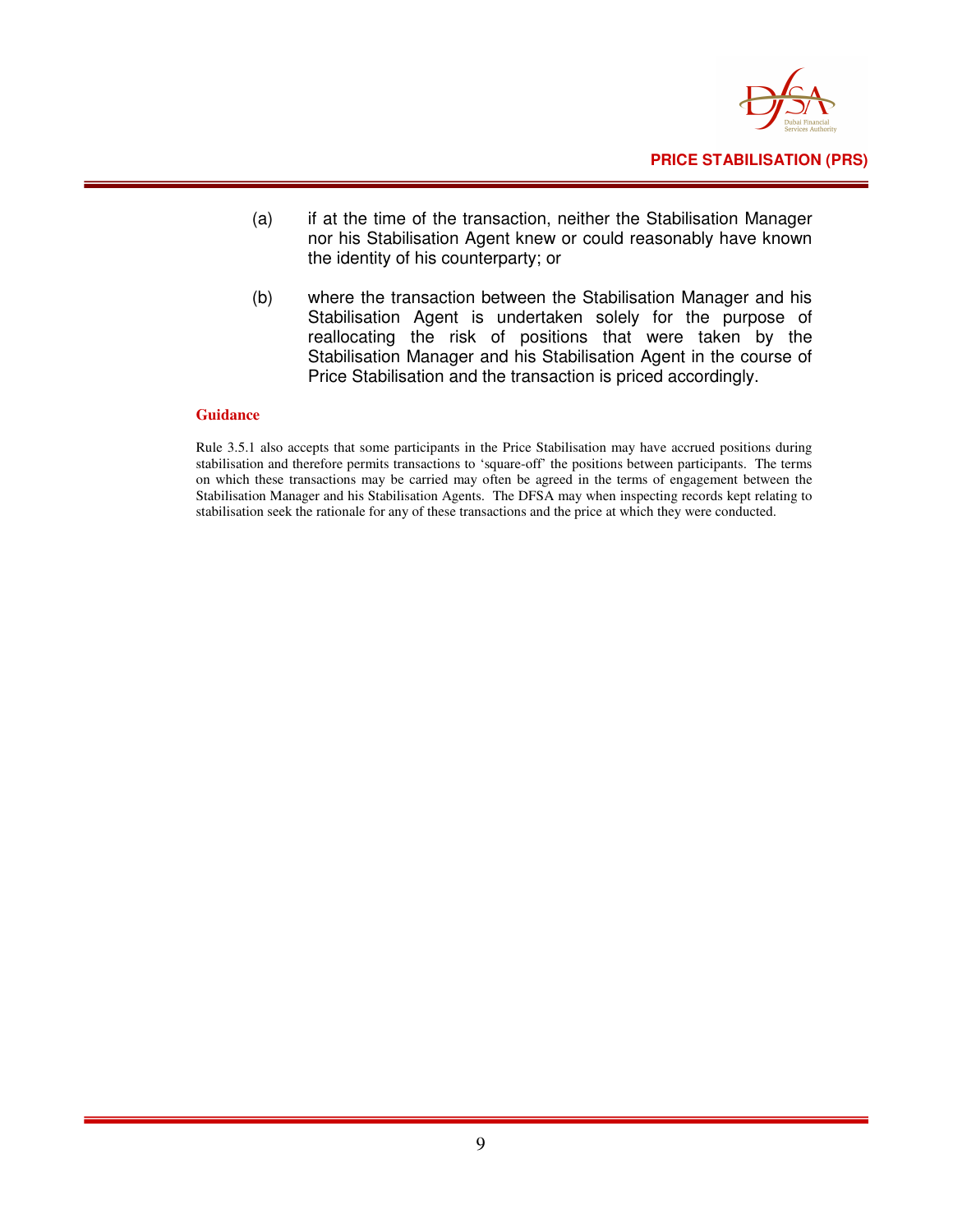(a) if at the time of the transaction, neither the Stabilisation Manager nor his Stabilisation Agent knew or could reasonably have known the identity of his counterparty; or

(b) where the transaction between the Stabilisation Manager and his Stabilisation Agent is undertaken solely for the purpose of reallocating the risk of positions that were taken by the Stabilisation Manager and his Stabilisation Agent in the course of Price Stabilisation and the transaction is priced accordingly.

**Guidance**

Rule 3.5.1 also accepts that some participants in the Price Stabilisation may have accrued positions during stabilisation and therefore permits transactions to 'square-off' the positions between participants. The terms on which these transactions may be carried may often be agreed in the terms of engagement between the Stabilisation Manager and his Stabilisation Agents. The DFSA may when inspecting records kept relating to stabilisation seek the rationale for any of these transactions and the price at which they were conducted.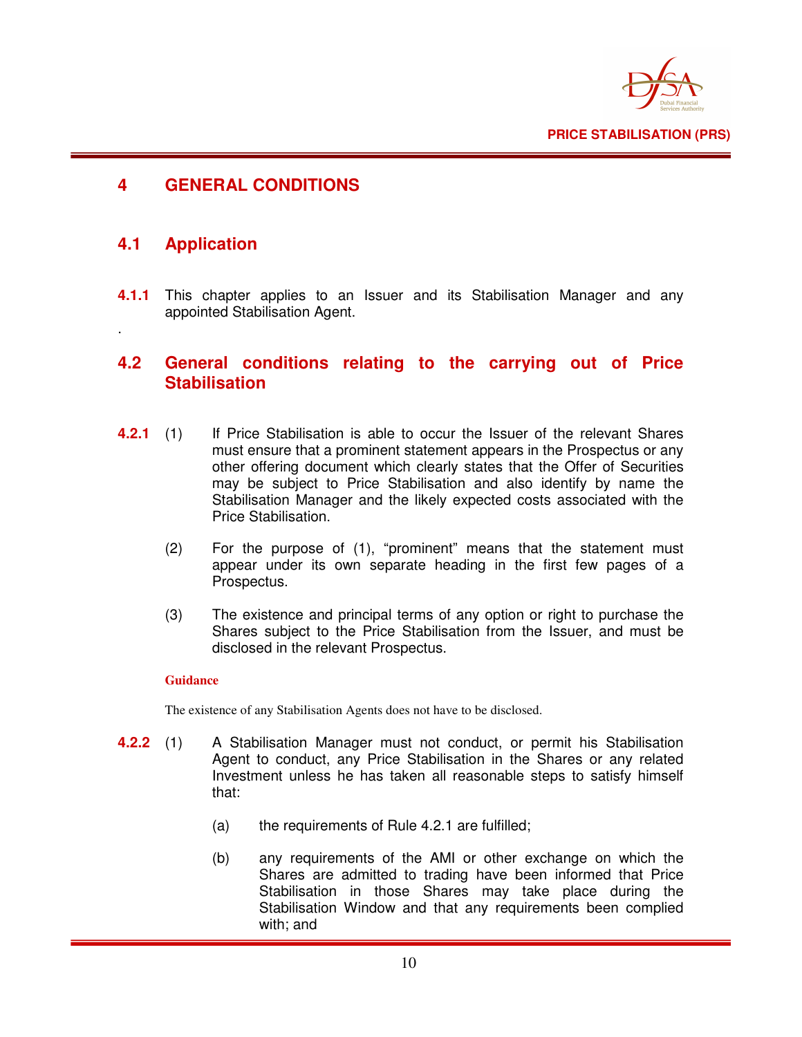# 4 GENERAL CONDITIONS

## 4.1 Application

**4.1.1** This chapter applies to an Issuer and its Stabilisation Manager and any appointed Stabilisation Agent.

.

## 4.2 General conditions relating to the carrying out of Price Stabilisation

**4.2.1** (1) If Price Stabilisation is able to occur the Issuer of the relevant Shares must ensure that a prominent statement appears in the Prospectus or any other offering document which clearly states that the Offer of Securities may be subject to Price Stabilisation and also identify by name the Stabilisation Manager and the likely expected costs associated with the Price Stabilisation.

(2) For the purpose of (1), "prominent" means that the statement must appear under its own separate heading in the first few pages of a Prospectus.

(3) The existence and principal terms of any option or right to purchase the Shares subject to the Price Stabilisation from the Issuer, and must be disclosed in the relevant Prospectus.

**Guidance**

The existence of any Stabilisation Agents does not have to be disclosed.

**4.2.2** (1) A Stabilisation Manager must not conduct, or permit his Stabilisation Agent to conduct, any Price Stabilisation in the Shares or any related Investment unless he has taken all reasonable steps to satisfy himself that:

(a) the requirements of Rule 4.2.1 are fulfilled;

(b) any requirements of the AMI or other exchange on which the Shares are admitted to trading have been informed that Price Stabilisation in those Shares may take place during the Stabilisation Window and that any requirements been complied with; and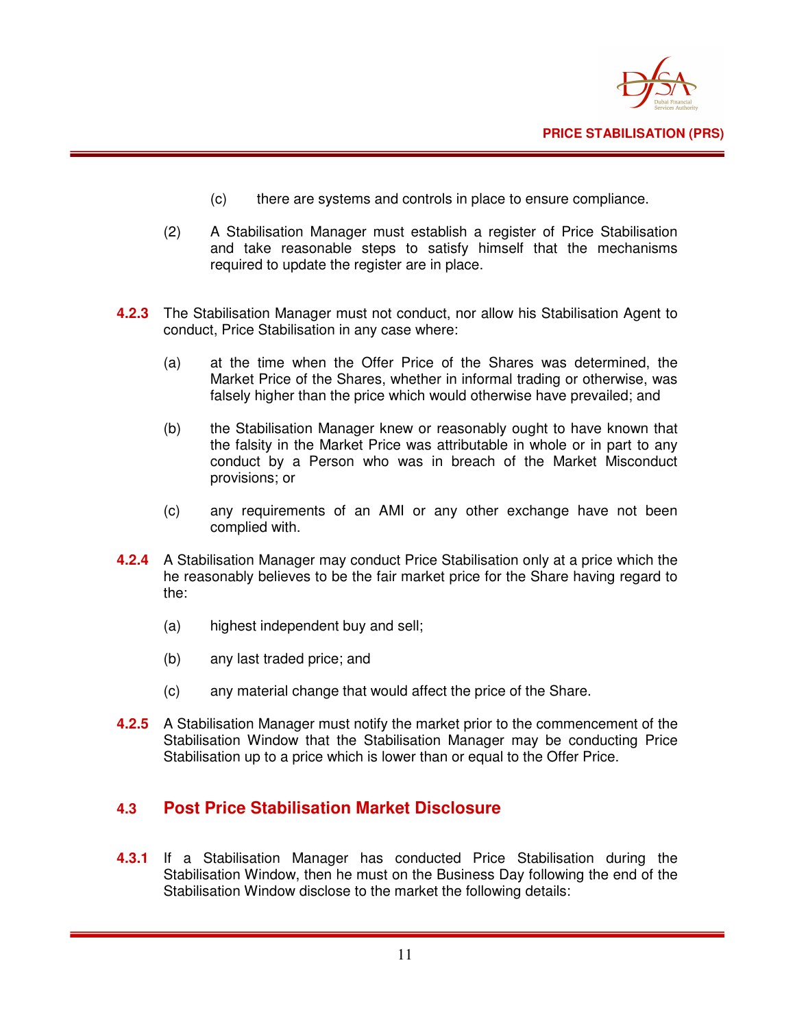(c) there are systems and controls in place to ensure compliance.

(2) A Stabilisation Manager must establish a register of Price Stabilisation and take reasonable steps to satisfy himself that the mechanisms required to update the register are in place.

**4.2.3** The Stabilisation Manager must not conduct, nor allow his Stabilisation Agent to conduct, Price Stabilisation in any case where:

(a) at the time when the Offer Price of the Shares was determined, the Market Price of the Shares, whether in informal trading or otherwise, was falsely higher than the price which would otherwise have prevailed; and

(b) the Stabilisation Manager knew or reasonably ought to have known that the falsity in the Market Price was attributable in whole or in part to any conduct by a Person who was in breach of the Market Misconduct provisions; or

(c) any requirements of an AMI or any other exchange have not been complied with.

**4.2.4** A Stabilisation Manager may conduct Price Stabilisation only at a price which the he reasonably believes to be the fair market price for the Share having regard to the:

(a) highest independent buy and sell;

(b) any last traded price; and

(c) any material change that would affect the price of the Share.

**4.2.5** A Stabilisation Manager must notify the market prior to the commencement of the Stabilisation Window that the Stabilisation Manager may be conducting Price Stabilisation up to a price which is lower than or equal to the Offer Price.

## 4.3 Post Price Stabilisation Market Disclosure

**4.3.1** If a Stabilisation Manager has conducted Price Stabilisation during the Stabilisation Window, then he must on the Business Day following the end of the Stabilisation Window disclose to the market the following details: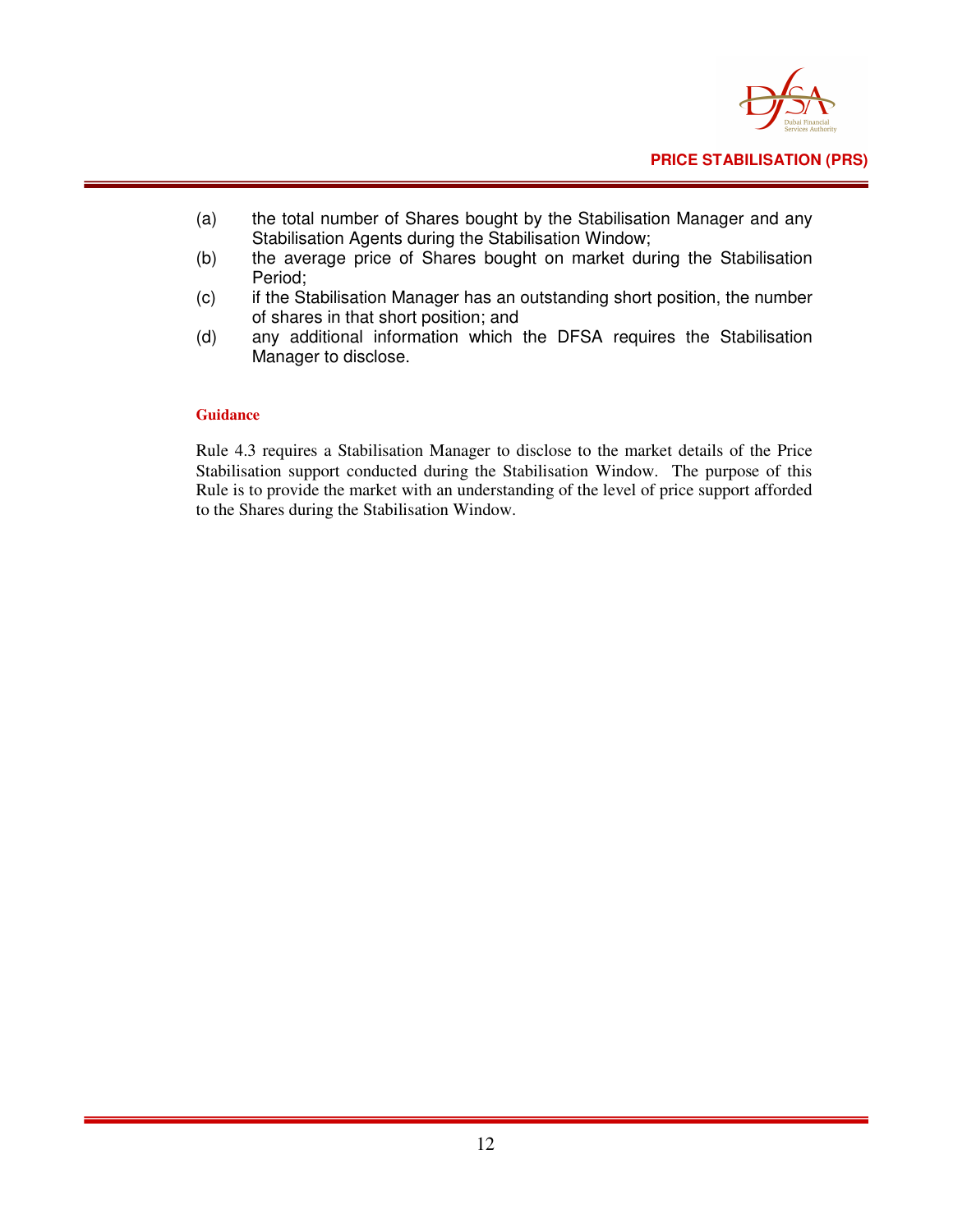(a) the total number of Shares bought by the Stabilisation Manager and any Stabilisation Agents during the Stabilisation Window;
(b) the average price of Shares bought on market during the Stabilisation Period;
(c) if the Stabilisation Manager has an outstanding short position, the number of shares in that short position; and
(d) any additional information which the DFSA requires the Stabilisation Manager to disclose.

**Guidance**

Rule 4.3 requires a Stabilisation Manager to disclose to the market details of the Price Stabilisation support conducted during the Stabilisation Window. The purpose of this Rule is to provide the market with an understanding of the level of price support afforded to the Shares during the Stabilisation Window.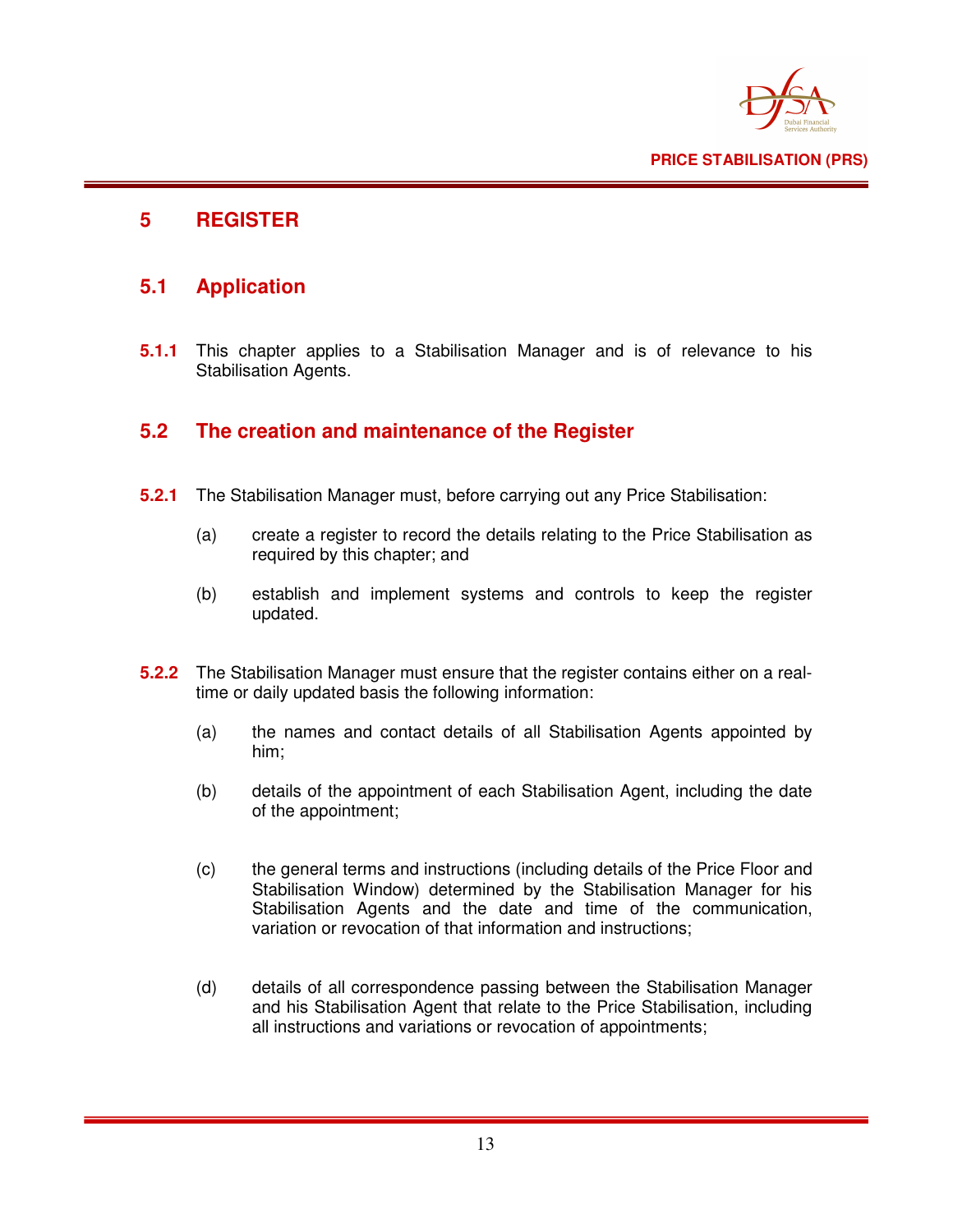# 5 REGISTER

## 5.1 Application

**5.1.1** This chapter applies to a Stabilisation Manager and is of relevance to his Stabilisation Agents.

## 5.2 The creation and maintenance of the Register

**5.2.1** The Stabilisation Manager must, before carrying out any Price Stabilisation:

(a) create a register to record the details relating to the Price Stabilisation as required by this chapter; and

(b) establish and implement systems and controls to keep the register updated.

**5.2.2** The Stabilisation Manager must ensure that the register contains either on a real-time or daily updated basis the following information:

(a) the names and contact details of all Stabilisation Agents appointed by him;

(b) details of the appointment of each Stabilisation Agent, including the date of the appointment;

(c) the general terms and instructions (including details of the Price Floor and Stabilisation Window) determined by the Stabilisation Manager for his Stabilisation Agents and the date and time of the communication, variation or revocation of that information and instructions;

(d) details of all correspondence passing between the Stabilisation Manager and his Stabilisation Agent that relate to the Price Stabilisation, including all instructions and variations or revocation of appointments;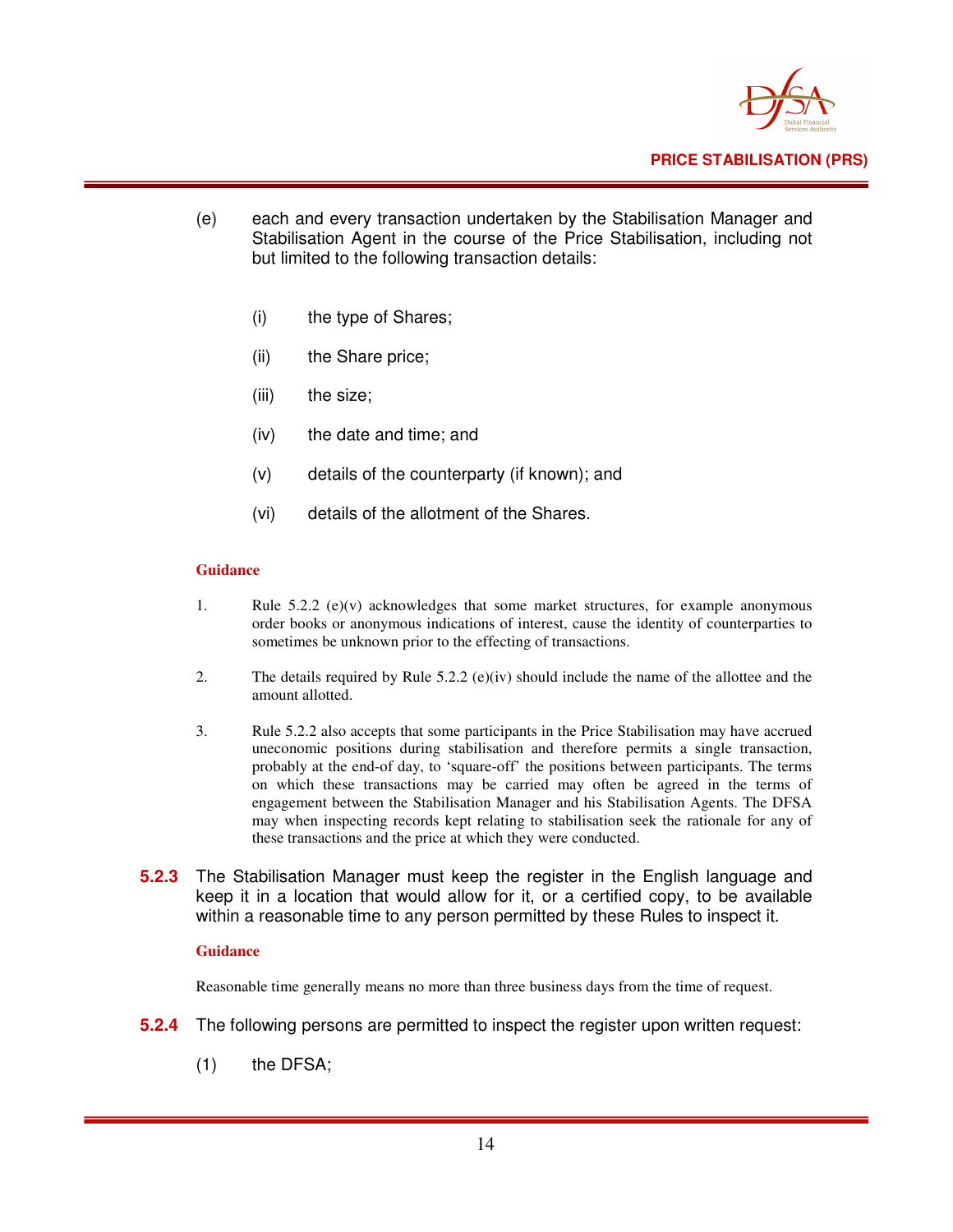(e) each and every transaction undertaken by the Stabilisation Manager and Stabilisation Agent in the course of the Price Stabilisation, including not but limited to the following transaction details:

   (i) the type of Shares;

   (ii) the Share price;

   (iii) the size;

   (iv) the date and time; and

   (v) details of the counterparty (if known); and

   (vi) details of the allotment of the Shares.

**Guidance**

1. Rule 5.2.2 (e)(v) acknowledges that some market structures, for example anonymous order books or anonymous indications of interest, cause the identity of counterparties to sometimes be unknown prior to the effecting of transactions.

2. The details required by Rule 5.2.2 (e)(iv) should include the name of the allottee and the amount allotted.

3. Rule 5.2.2 also accepts that some participants in the Price Stabilisation may have accrued uneconomic positions during stabilisation and therefore permits a single transaction, probably at the end-of day, to 'square-off' the positions between participants. The terms on which these transactions may be carried may often be agreed in the terms of engagement between the Stabilisation Manager and his Stabilisation Agents. The DFSA may when inspecting records kept relating to stabilisation seek the rationale for any of these transactions and the price at which they were conducted.

**5.2.3** The Stabilisation Manager must keep the register in the English language and keep it in a location that would allow for it, or a certified copy, to be available within a reasonable time to any person permitted by these Rules to inspect it.

**Guidance**

Reasonable time generally means no more than three business days from the time of request.

**5.2.4** The following persons are permitted to inspect the register upon written request:

(1) the DFSA;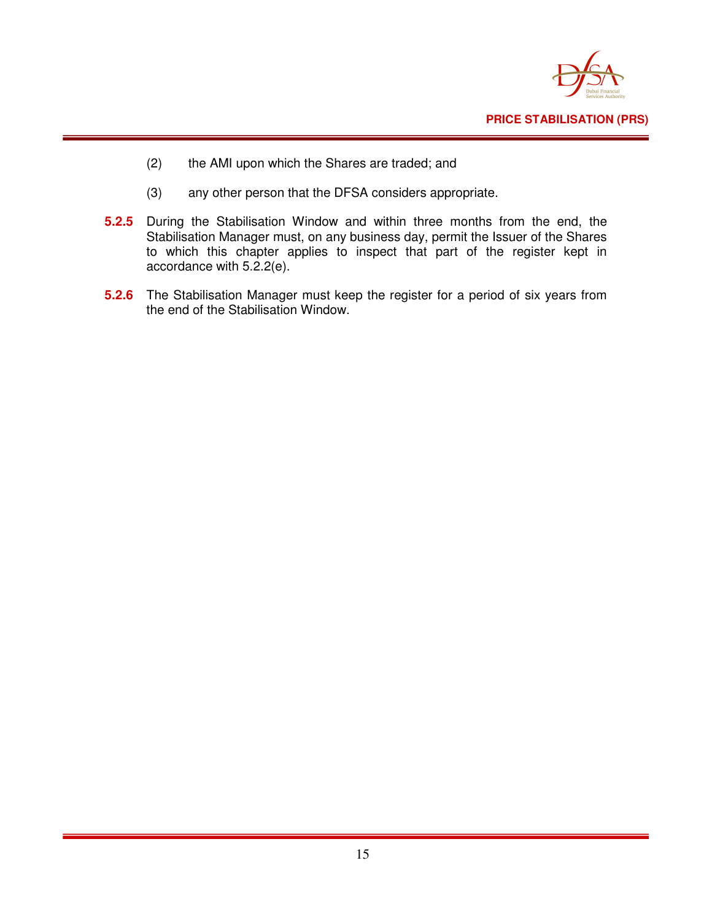(2) the AMI upon which the Shares are traded; and

(3) any other person that the DFSA considers appropriate.

**5.2.5** During the Stabilisation Window and within three months from the end, the Stabilisation Manager must, on any business day, permit the Issuer of the Shares to which this chapter applies to inspect that part of the register kept in accordance with 5.2.2(e).

**5.2.6** The Stabilisation Manager must keep the register for a period of six years from the end of the Stabilisation Window.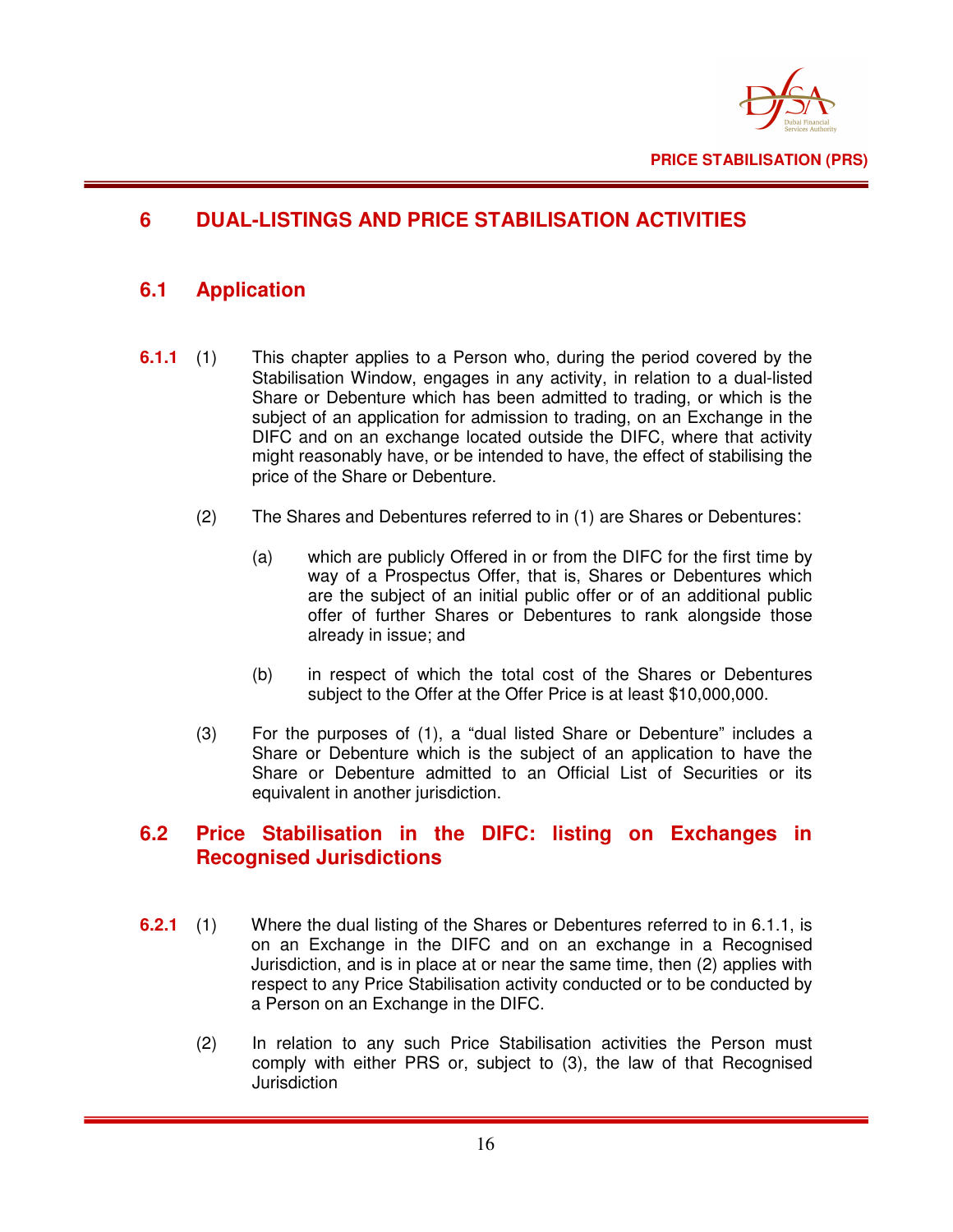# 6 DUAL-LISTINGS AND PRICE STABILISATION ACTIVITIES

## 6.1 Application

**6.1.1** (1) This chapter applies to a Person who, during the period covered by the Stabilisation Window, engages in any activity, in relation to a dual-listed Share or Debenture which has been admitted to trading, or which is the subject of an application for admission to trading, on an Exchange in the DIFC and on an exchange located outside the DIFC, where that activity might reasonably have, or be intended to have, the effect of stabilising the price of the Share or Debenture.

(2) The Shares and Debentures referred to in (1) are Shares or Debentures:

(a) which are publicly Offered in or from the DIFC for the first time by way of a Prospectus Offer, that is, Shares or Debentures which are the subject of an initial public offer or of an additional public offer of further Shares or Debentures to rank alongside those already in issue; and

(b) in respect of which the total cost of the Shares or Debentures subject to the Offer at the Offer Price is at least $10,000,000.

(3) For the purposes of (1), a "dual listed Share or Debenture" includes a Share or Debenture which is the subject of an application to have the Share or Debenture admitted to an Official List of Securities or its equivalent in another jurisdiction.

## 6.2 Price Stabilisation in the DIFC: listing on Exchanges in Recognised Jurisdictions

**6.2.1** (1) Where the dual listing of the Shares or Debentures referred to in 6.1.1, is on an Exchange in the DIFC and on an exchange in a Recognised Jurisdiction, and is in place at or near the same time, then (2) applies with respect to any Price Stabilisation activity conducted or to be conducted by a Person on an Exchange in the DIFC.

(2) In relation to any such Price Stabilisation activities the Person must comply with either PRS or, subject to (3), the law of that Recognised Jurisdiction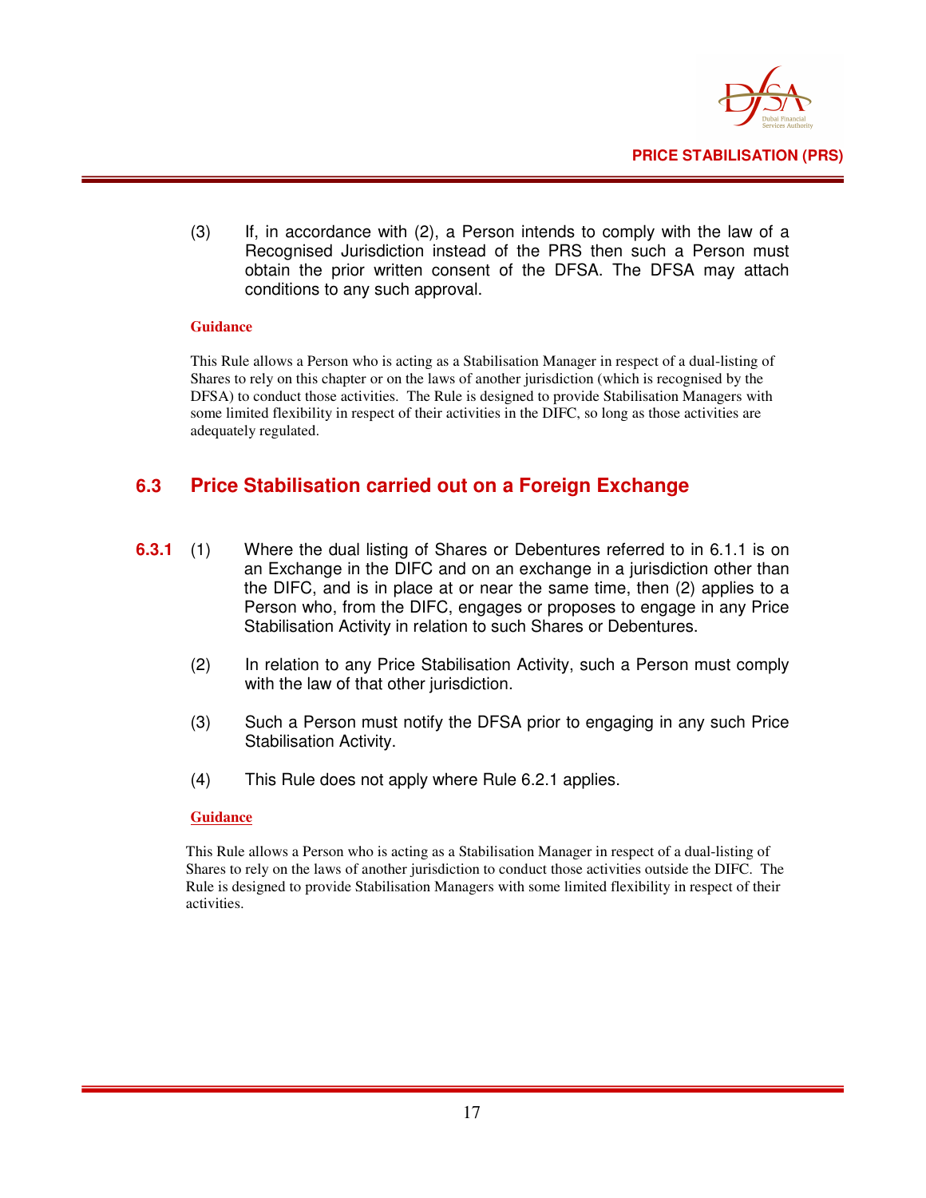(3) If, in accordance with (2), a Person intends to comply with the law of a Recognised Jurisdiction instead of the PRS then such a Person must obtain the prior written consent of the DFSA. The DFSA may attach conditions to any such approval.

**Guidance**

This Rule allows a Person who is acting as a Stabilisation Manager in respect of a dual-listing of Shares to rely on this chapter or on the laws of another jurisdiction (which is recognised by the DFSA) to conduct those activities. The Rule is designed to provide Stabilisation Managers with some limited flexibility in respect of their activities in the DIFC, so long as those activities are adequately regulated.

## 6.3 Price Stabilisation carried out on a Foreign Exchange

**6.3.1** (1) Where the dual listing of Shares or Debentures referred to in 6.1.1 is on an Exchange in the DIFC and on an exchange in a jurisdiction other than the DIFC, and is in place at or near the same time, then (2) applies to a Person who, from the DIFC, engages or proposes to engage in any Price Stabilisation Activity in relation to such Shares or Debentures.

(2) In relation to any Price Stabilisation Activity, such a Person must comply with the law of that other jurisdiction.

(3) Such a Person must notify the DFSA prior to engaging in any such Price Stabilisation Activity.

(4) This Rule does not apply where Rule 6.2.1 applies.

**Guidance**

This Rule allows a Person who is acting as a Stabilisation Manager in respect of a dual-listing of Shares to rely on the laws of another jurisdiction to conduct those activities outside the DIFC. The Rule is designed to provide Stabilisation Managers with some limited flexibility in respect of their activities.